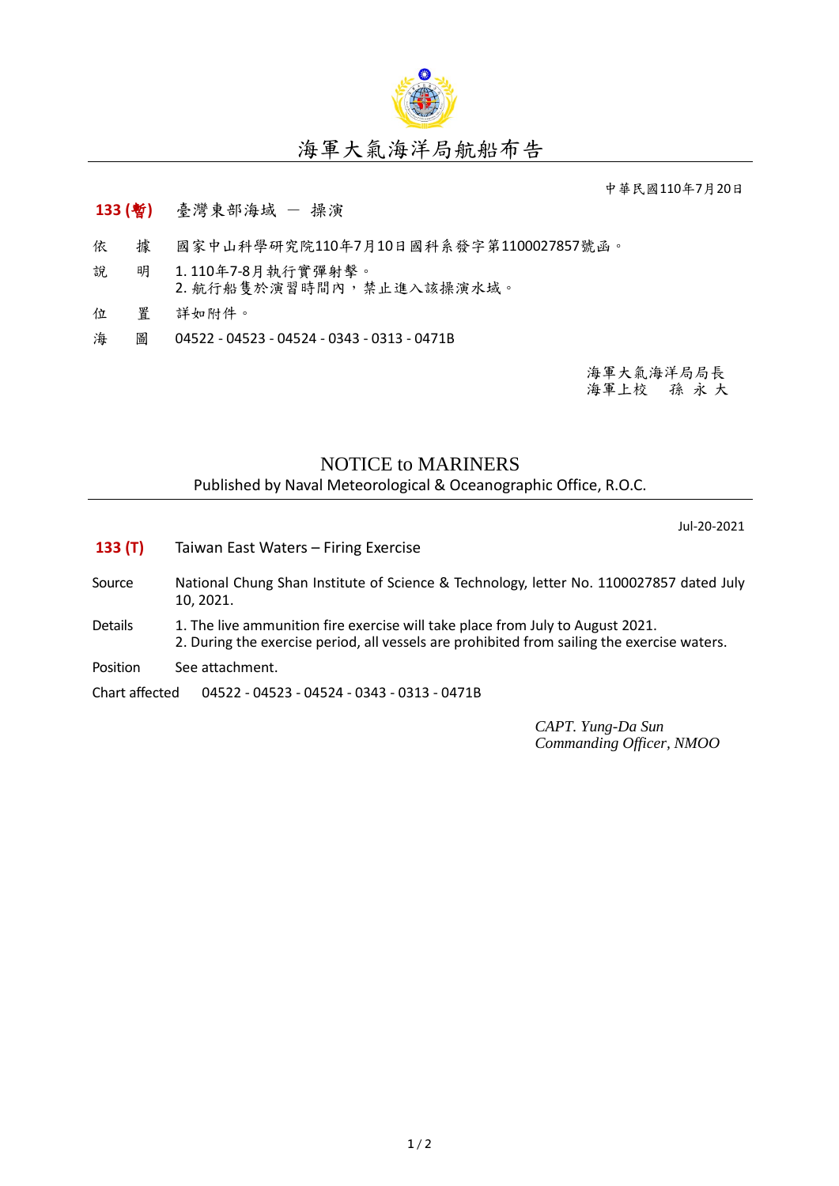# 海軍大氣海洋局航船布告

中華民國110年7月20日

**133 (暫)** 臺灣東部海域 － 操演

依　　據　國家中山科學研究院110年7月10日國科系發字第1100027857號函。

說　　明　1. 110年7-8月執行實彈射擊。
2. 航行船隻於演習時間內，禁止進入該操演水域。

位　　置　詳如附件。

海　　圖　04522 - 04523 - 04524 - 0343 - 0313 - 0471B

海軍大氣海洋局局長
海軍上校　孫 永 大

# NOTICE to MARINERS

Published by Naval Meteorological & Oceanographic Office, R.O.C.

Jul-20-2021

**133 (T)** Taiwan East Waters – Firing Exercise

Source　National Chung Shan Institute of Science & Technology, letter No. 1100027857 dated July 10, 2021.

Details　1. The live ammunition fire exercise will take place from July to August 2021.
2. During the exercise period, all vessels are prohibited from sailing the exercise waters.

Position　See attachment.

Chart affected　04522 - 04523 - 04524 - 0343 - 0313 - 0471B

*CAPT. Yung-Da Sun*
*Commanding Officer, NMOO*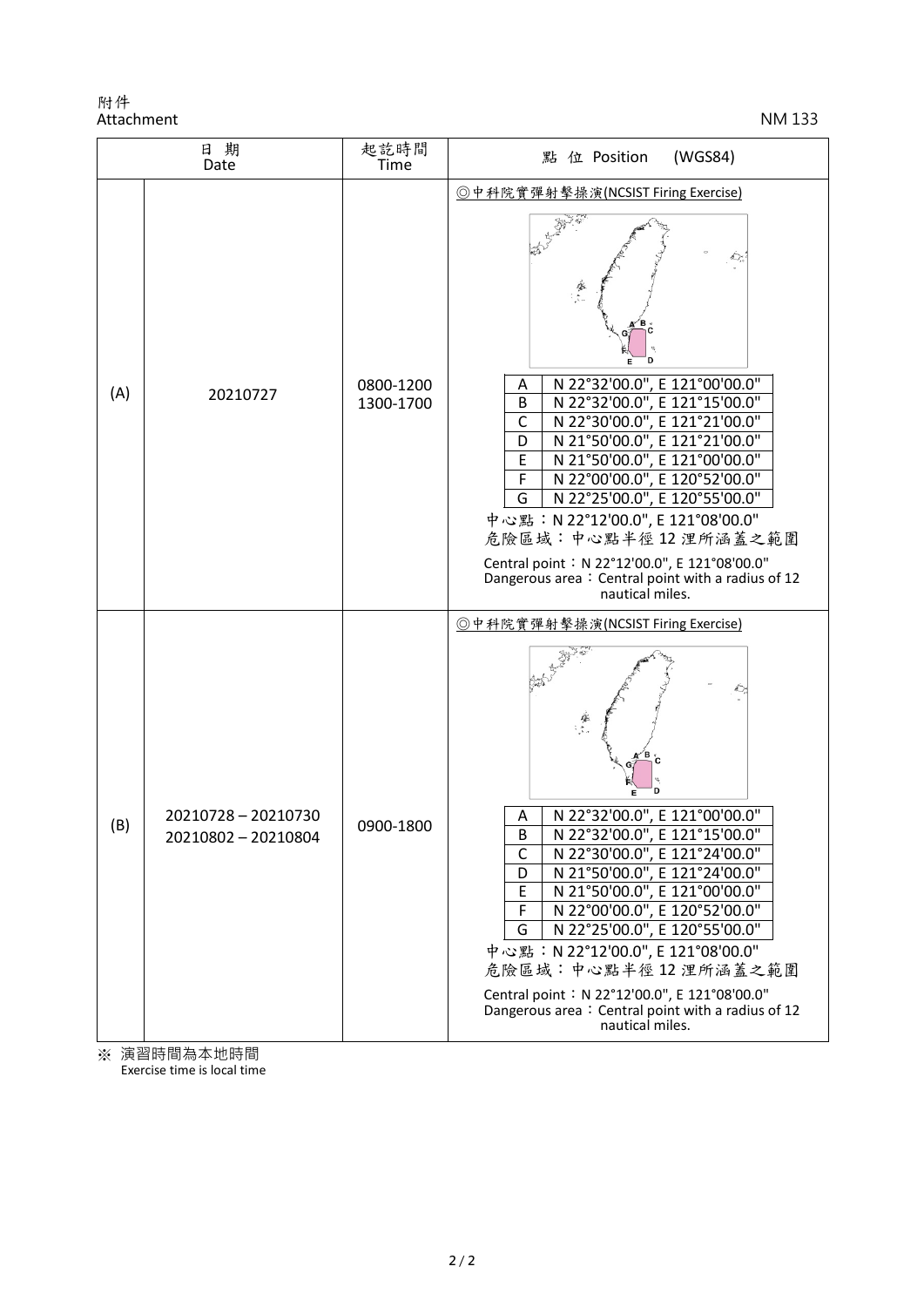附件
Attachment

NM 133

| 日期 Date | | 起訖時間 Time | 點位 Position (WGS84) |
|---|---|---|---|
| (A) | 20210727 | 0800-1200<br>1300-1700 | ◎中科院實彈射擊操演(NCSIST Firing Exercise)<br>A N 22°32'00.0", E 121°00'00.0"<br>B N 22°32'00.0", E 121°15'00.0"<br>C N 22°30'00.0", E 121°21'00.0"<br>D N 21°50'00.0", E 121°21'00.0"<br>E N 21°50'00.0", E 121°00'00.0"<br>F N 22°00'00.0", E 120°52'00.0"<br>G N 22°25'00.0", E 120°55'00.0"<br>中心點：N 22°12'00.0", E 121°08'00.0"<br>危險區域：中心點半徑 12 浬所涵蓋之範圍<br>Central point：N 22°12'00.0", E 121°08'00.0"<br>Dangerous area：Central point with a radius of 12 nautical miles. |
| (B) | 20210728 – 20210730<br>20210802 – 20210804 | 0900-1800 | ◎中科院實彈射擊操演(NCSIST Firing Exercise)<br>A N 22°32'00.0", E 121°00'00.0"<br>B N 22°32'00.0", E 121°15'00.0"<br>C N 22°30'00.0", E 121°24'00.0"<br>D N 21°50'00.0", E 121°24'00.0"<br>E N 21°50'00.0", E 121°00'00.0"<br>F N 22°00'00.0", E 120°52'00.0"<br>G N 22°25'00.0", E 120°55'00.0"<br>中心點：N 22°12'00.0", E 121°08'00.0"<br>危險區域：中心點半徑 12 浬所涵蓋之範圍<br>Central point：N 22°12'00.0", E 121°08'00.0"<br>Dangerous area：Central point with a radius of 12 nautical miles. |

※ 演習時間為本地時間
Exercise time is local time